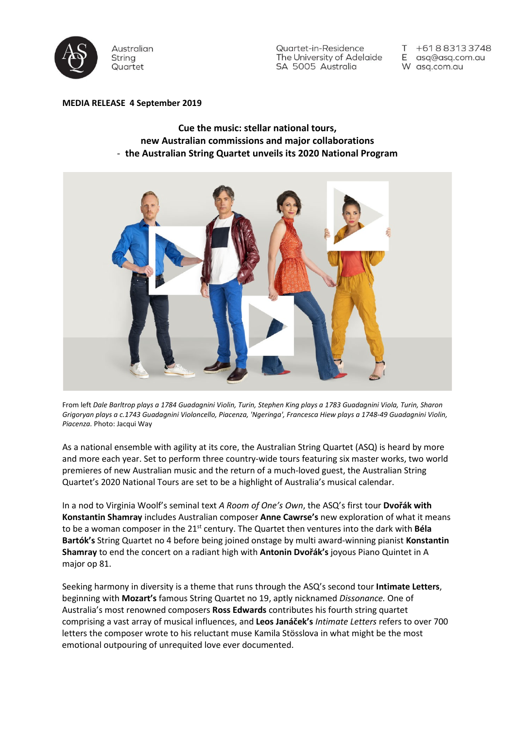Australian String Quartet

Quartet-in-Residence
The University of Adelaide
SA 5005 Australia

T +61 8 8313 3748
E asq@asq.com.au
W asq.com.au

**MEDIA RELEASE 4 September 2019**

## Cue the music: stellar national tours, new Australian commissions and major collaborations - the Australian String Quartet unveils its 2020 National Program

From left *Dale Barltrop plays a 1784 Guadagnini Violin, Turin, Stephen King plays a 1783 Guadagnini Viola, Turin, Sharon Grigoryan plays a c.1743 Guadagnini Violoncello, Piacenza, 'Ngeringa', Francesca Hiew plays a 1748-49 Guadagnini Violin, Piacenza.* Photo: Jacqui Way

As a national ensemble with agility at its core, the Australian String Quartet (ASQ) is heard by more and more each year. Set to perform three country-wide tours featuring six master works, two world premieres of new Australian music and the return of a much-loved guest, the Australian String Quartet's 2020 National Tours are set to be a highlight of Australia's musical calendar.

In a nod to Virginia Woolf's seminal text *A Room of One's Own*, the ASQ's first tour **Dvořák with Konstantin Shamray** includes Australian composer **Anne Cawrse's** new exploration of what it means to be a woman composer in the 21st century. The Quartet then ventures into the dark with **Béla Bartók's** String Quartet no 4 before being joined onstage by multi award-winning pianist **Konstantin Shamray** to end the concert on a radiant high with **Antonin Dvořák's** joyous Piano Quintet in A major op 81.

Seeking harmony in diversity is a theme that runs through the ASQ's second tour **Intimate Letters**, beginning with **Mozart's** famous String Quartet no 19, aptly nicknamed *Dissonance.* One of Australia's most renowned composers **Ross Edwards** contributes his fourth string quartet comprising a vast array of musical influences, and **Leos Janáček's** *Intimate Letters* refers to over 700 letters the composer wrote to his reluctant muse Kamila Stösslova in what might be the most emotional outpouring of unrequited love ever documented.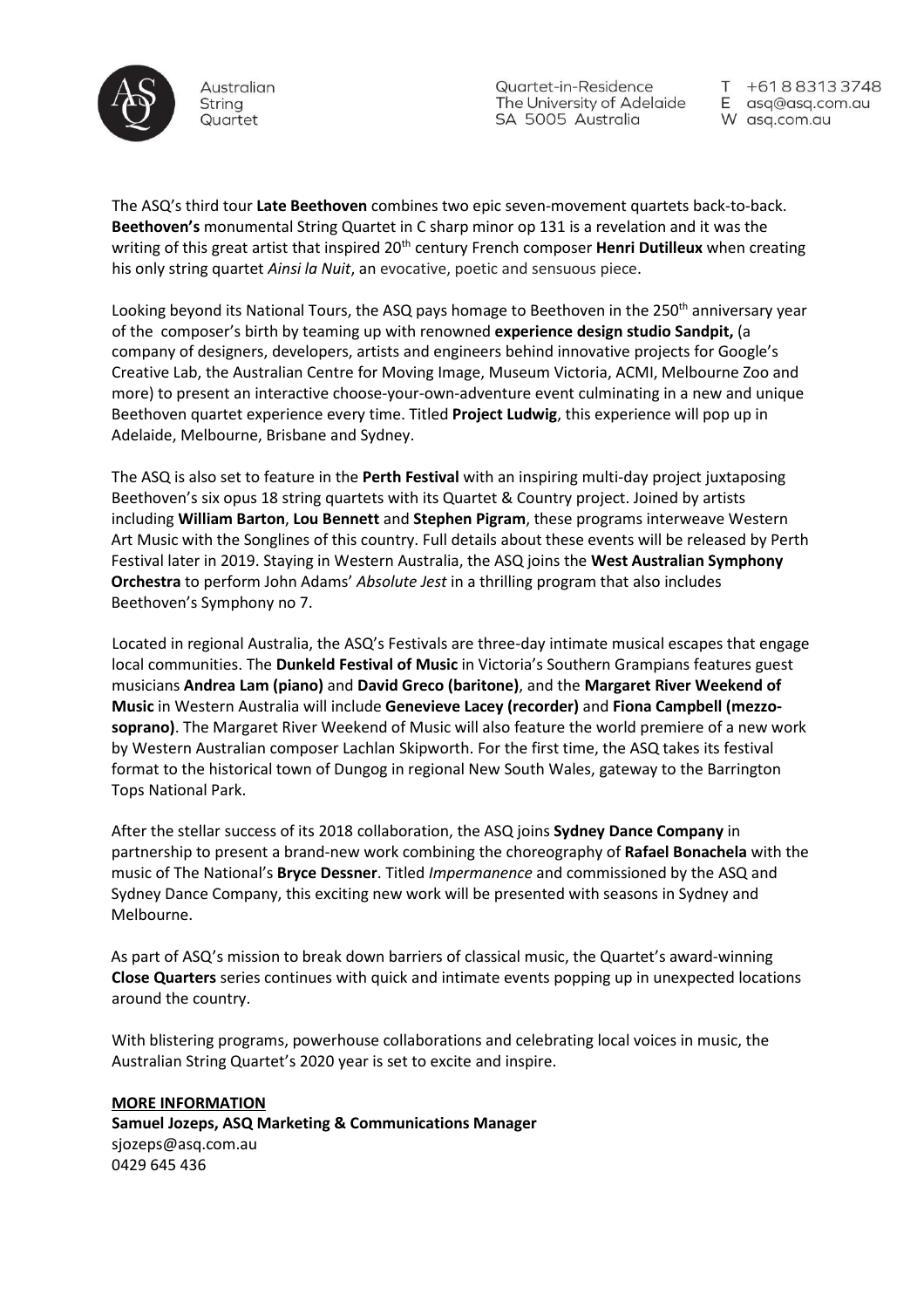The ASQ's third tour **Late Beethoven** combines two epic seven-movement quartets back-to-back. **Beethoven's** monumental String Quartet in C sharp minor op 131 is a revelation and it was the writing of this great artist that inspired 20th century French composer **Henri Dutilleux** when creating his only string quartet *Ainsi la Nuit*, an evocative, poetic and sensuous piece.

Looking beyond its National Tours, the ASQ pays homage to Beethoven in the 250th anniversary year of the composer's birth by teaming up with renowned **experience design studio Sandpit,** (a company of designers, developers, artists and engineers behind innovative projects for Google's Creative Lab, the Australian Centre for Moving Image, Museum Victoria, ACMI, Melbourne Zoo and more) to present an interactive choose-your-own-adventure event culminating in a new and unique Beethoven quartet experience every time. Titled **Project Ludwig**, this experience will pop up in Adelaide, Melbourne, Brisbane and Sydney.

The ASQ is also set to feature in the **Perth Festival** with an inspiring multi-day project juxtaposing Beethoven's six opus 18 string quartets with its Quartet & Country project. Joined by artists including **William Barton**, **Lou Bennett** and **Stephen Pigram**, these programs interweave Western Art Music with the Songlines of this country. Full details about these events will be released by Perth Festival later in 2019. Staying in Western Australia, the ASQ joins the **West Australian Symphony Orchestra** to perform John Adams' *Absolute Jest* in a thrilling program that also includes Beethoven's Symphony no 7.

Located in regional Australia, the ASQ's Festivals are three-day intimate musical escapes that engage local communities. The **Dunkeld Festival of Music** in Victoria's Southern Grampians features guest musicians **Andrea Lam (piano)** and **David Greco (baritone)**, and the **Margaret River Weekend of Music** in Western Australia will include **Genevieve Lacey (recorder)** and **Fiona Campbell (mezzo-soprano)**. The Margaret River Weekend of Music will also feature the world premiere of a new work by Western Australian composer Lachlan Skipworth. For the first time, the ASQ takes its festival format to the historical town of Dungog in regional New South Wales, gateway to the Barrington Tops National Park.

After the stellar success of its 2018 collaboration, the ASQ joins **Sydney Dance Company** in partnership to present a brand-new work combining the choreography of **Rafael Bonachela** with the music of The National's **Bryce Dessner**. Titled *Impermanence* and commissioned by the ASQ and Sydney Dance Company, this exciting new work will be presented with seasons in Sydney and Melbourne.

As part of ASQ's mission to break down barriers of classical music, the Quartet's award-winning **Close Quarters** series continues with quick and intimate events popping up in unexpected locations around the country.

With blistering programs, powerhouse collaborations and celebrating local voices in music, the Australian String Quartet's 2020 year is set to excite and inspire.

**MORE INFORMATION**

**Samuel Jozeps, ASQ Marketing & Communications Manager**
sjozeps@asq.com.au
0429 645 436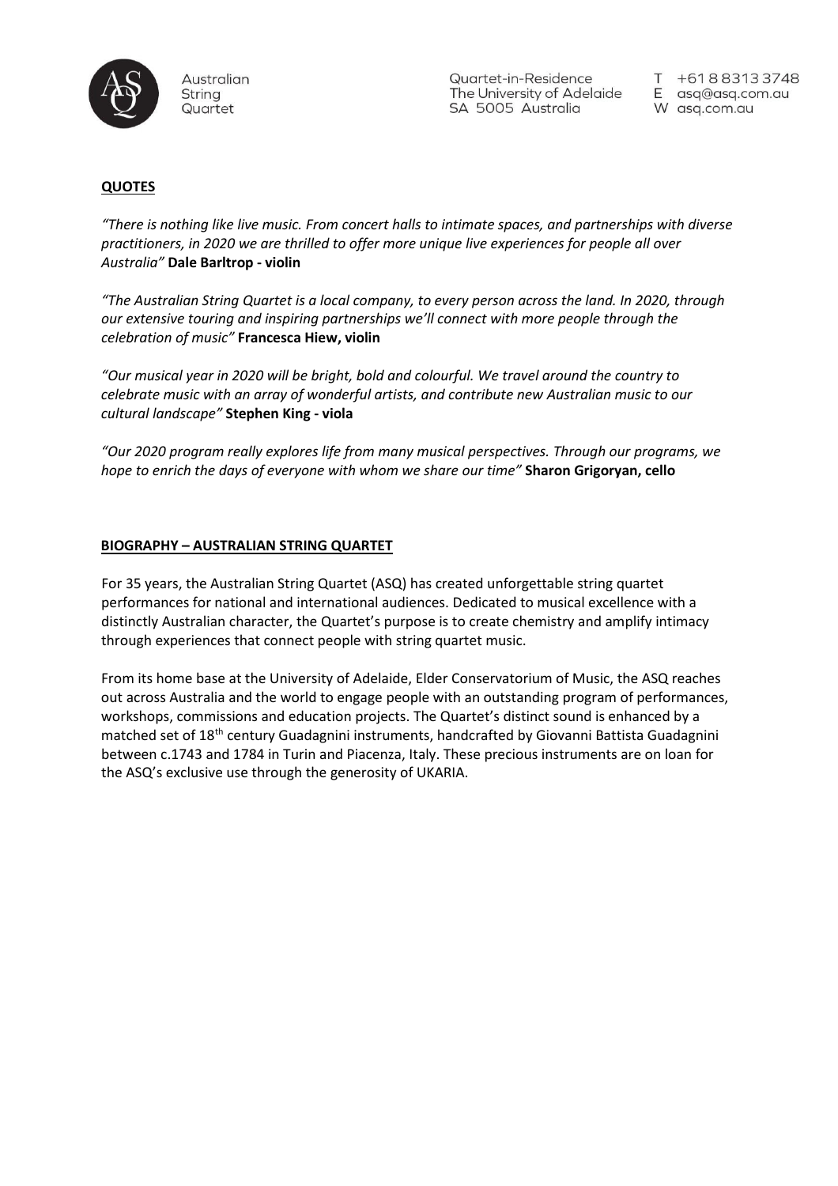**QUOTES**

*"There is nothing like live music. From concert halls to intimate spaces, and partnerships with diverse practitioners, in 2020 we are thrilled to offer more unique live experiences for people all over Australia"* **Dale Barltrop - violin**

*"The Australian String Quartet is a local company, to every person across the land. In 2020, through our extensive touring and inspiring partnerships we'll connect with more people through the celebration of music"* **Francesca Hiew, violin**

*"Our musical year in 2020 will be bright, bold and colourful. We travel around the country to celebrate music with an array of wonderful artists, and contribute new Australian music to our cultural landscape"* **Stephen King - viola**

*"Our 2020 program really explores life from many musical perspectives. Through our programs, we hope to enrich the days of everyone with whom we share our time"* **Sharon Grigoryan, cello**

**BIOGRAPHY – AUSTRALIAN STRING QUARTET**

For 35 years, the Australian String Quartet (ASQ) has created unforgettable string quartet performances for national and international audiences. Dedicated to musical excellence with a distinctly Australian character, the Quartet's purpose is to create chemistry and amplify intimacy through experiences that connect people with string quartet music.

From its home base at the University of Adelaide, Elder Conservatorium of Music, the ASQ reaches out across Australia and the world to engage people with an outstanding program of performances, workshops, commissions and education projects. The Quartet's distinct sound is enhanced by a matched set of 18th century Guadagnini instruments, handcrafted by Giovanni Battista Guadagnini between c.1743 and 1784 in Turin and Piacenza, Italy. These precious instruments are on loan for the ASQ's exclusive use through the generosity of UKARIA.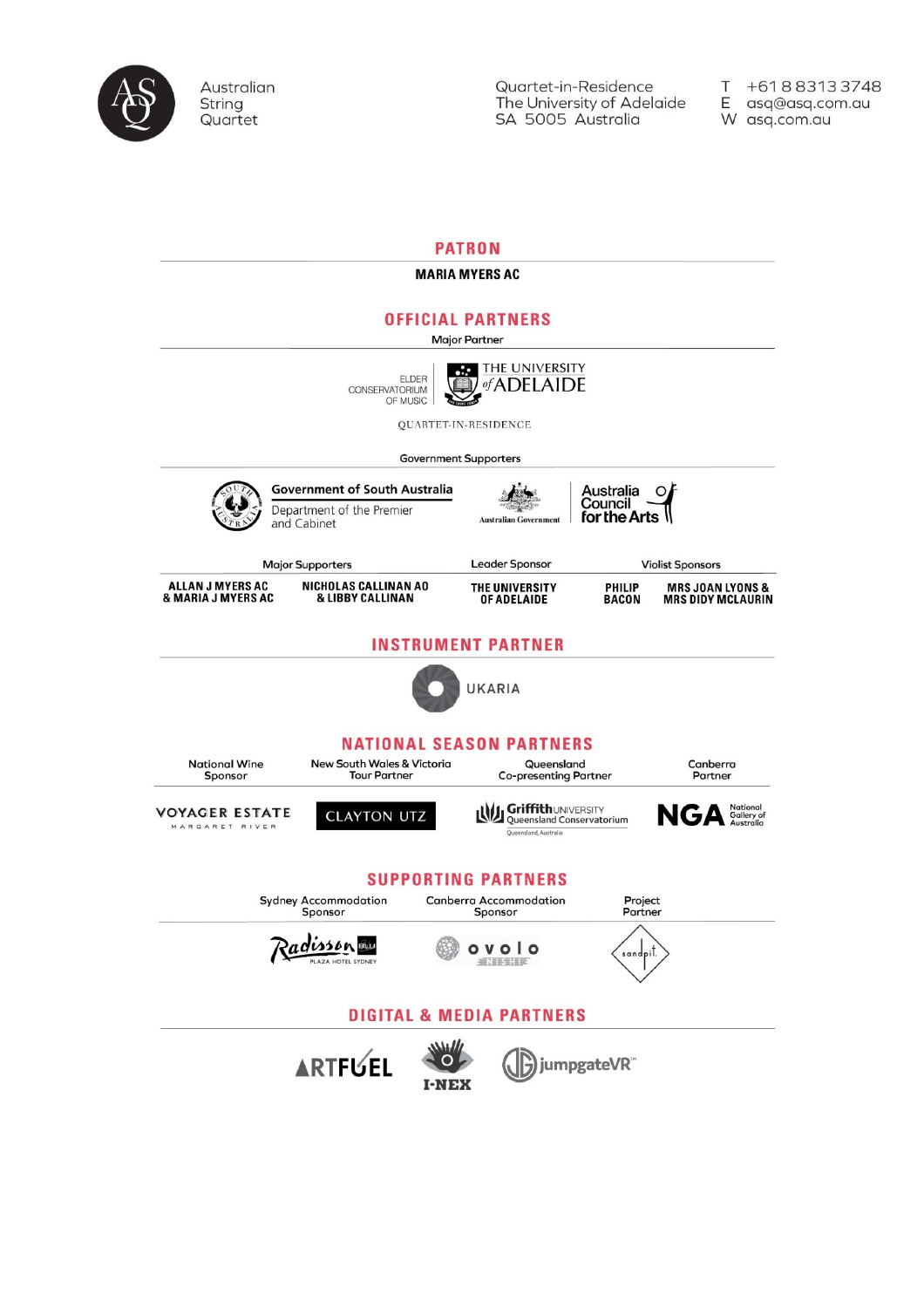Australian String Quartet

Quartet-in-Residence
The University of Adelaide
SA 5005 Australia

T +61 8 8313 3748
E asq@asq.com.au
W asq.com.au

## PATRON

**MARIA MYERS AC**

## OFFICIAL PARTNERS

Major Partner

ELDER CONSERVATORIUM OF MUSIC | THE UNIVERSITY of ADELAIDE

QUARTET-IN-RESIDENCE

Government Supporters

Government of South Australia — Department of the Premier and Cabinet

Australian Government

Australia Council for the Arts

| Major Supporters | | Leader Sponsor | Violist Sponsors | |
|---|---|---|---|---|
| ALLAN J MYERS AC & MARIA J MYERS AC | NICHOLAS CALLINAN AO & LIBBY CALLINAN | THE UNIVERSITY OF ADELAIDE | PHILIP BACON | MRS JOAN LYONS & MRS DIDY MCLAURIN |

## INSTRUMENT PARTNER

UKARIA

## NATIONAL SEASON PARTNERS

| National Wine Sponsor | New South Wales & Victoria Tour Partner | Queensland Co-presenting Partner | Canberra Partner |
|---|---|---|---|
| VOYAGER ESTATE MARGARET RIVER | CLAYTON UTZ | Griffith UNIVERSITY Queensland Conservatorium | NGA National Gallery of Australia |

## SUPPORTING PARTNERS

| Sydney Accommodation Sponsor | Canberra Accommodation Sponsor | Project Partner |
|---|---|---|
| Radisson BLU PLAZA HOTEL SYDNEY | ovolo NISHI | sandpit. |

## DIGITAL & MEDIA PARTNERS

ARTFUEL

I-NEX

jumpgateVR™